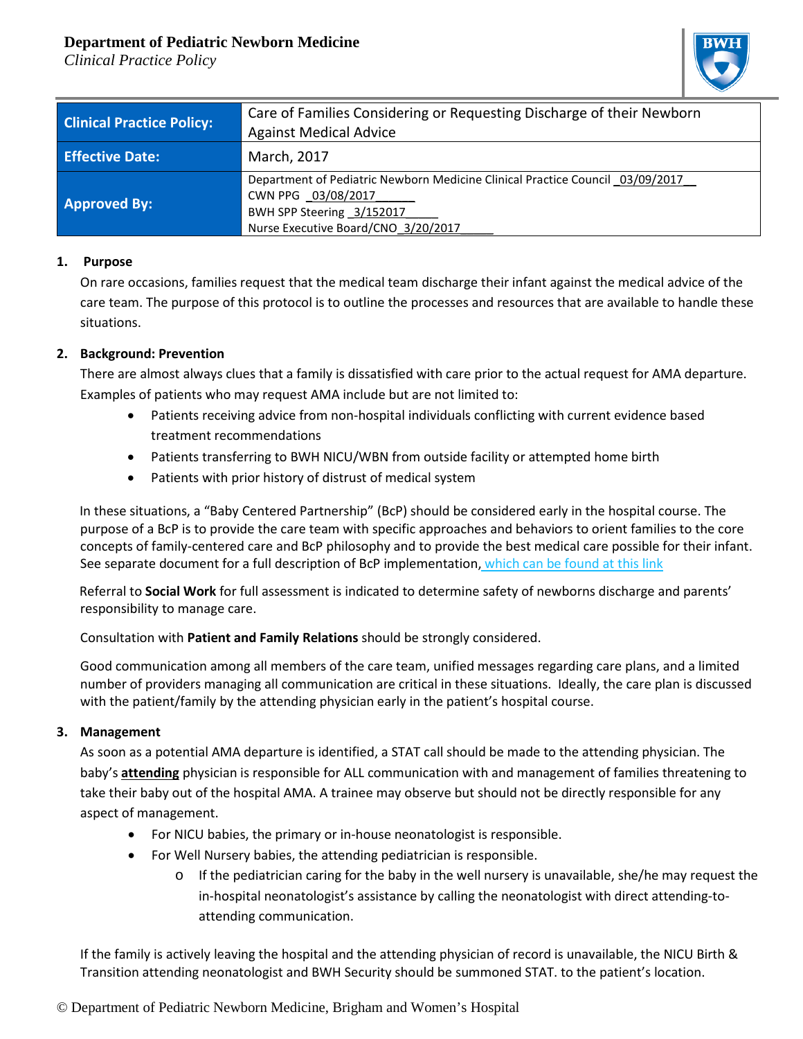**Department of Pediatric Newborn Medicine**
*Clinical Practice Policy*

| **Clinical Practice Policy:** | Care of Families Considering or Requesting Discharge of their Newborn Against Medical Advice |
|---|---|
| **Effective Date:** | March, 2017 |
| **Approved By:** | Department of Pediatric Newborn Medicine Clinical Practice Council _03/09/2017__<br>CWN PPG _03/08/2017______<br>BWH SPP Steering _3/152017_____<br>Nurse Executive Board/CNO_3/20/2017_____ |

## 1. Purpose

On rare occasions, families request that the medical team discharge their infant against the medical advice of the care team. The purpose of this protocol is to outline the processes and resources that are available to handle these situations.

## 2. Background: Prevention

There are almost always clues that a family is dissatisfied with care prior to the actual request for AMA departure. Examples of patients who may request AMA include but are not limited to:

- Patients receiving advice from non-hospital individuals conflicting with current evidence based treatment recommendations
- Patients transferring to BWH NICU/WBN from outside facility or attempted home birth
- Patients with prior history of distrust of medical system

In these situations, a "Baby Centered Partnership" (BcP) should be considered early in the hospital course. The purpose of a BcP is to provide the care team with specific approaches and behaviors to orient families to the core concepts of family-centered care and BcP philosophy and to provide the best medical care possible for their infant. See separate document for a full description of BcP implementation, which can be found at this link

Referral to **Social Work** for full assessment is indicated to determine safety of newborns discharge and parents' responsibility to manage care.

Consultation with **Patient and Family Relations** should be strongly considered.

Good communication among all members of the care team, unified messages regarding care plans, and a limited number of providers managing all communication are critical in these situations. Ideally, the care plan is discussed with the patient/family by the attending physician early in the patient's hospital course.

## 3. Management

As soon as a potential AMA departure is identified, a STAT call should be made to the attending physician. The baby's **attending** physician is responsible for ALL communication with and management of families threatening to take their baby out of the hospital AMA. A trainee may observe but should not be directly responsible for any aspect of management.

- For NICU babies, the primary or in-house neonatologist is responsible.
- For Well Nursery babies, the attending pediatrician is responsible.
  - If the pediatrician caring for the baby in the well nursery is unavailable, she/he may request the in-hospital neonatologist's assistance by calling the neonatologist with direct attending-to-attending communication.

If the family is actively leaving the hospital and the attending physician of record is unavailable, the NICU Birth & Transition attending neonatologist and BWH Security should be summoned STAT. to the patient's location.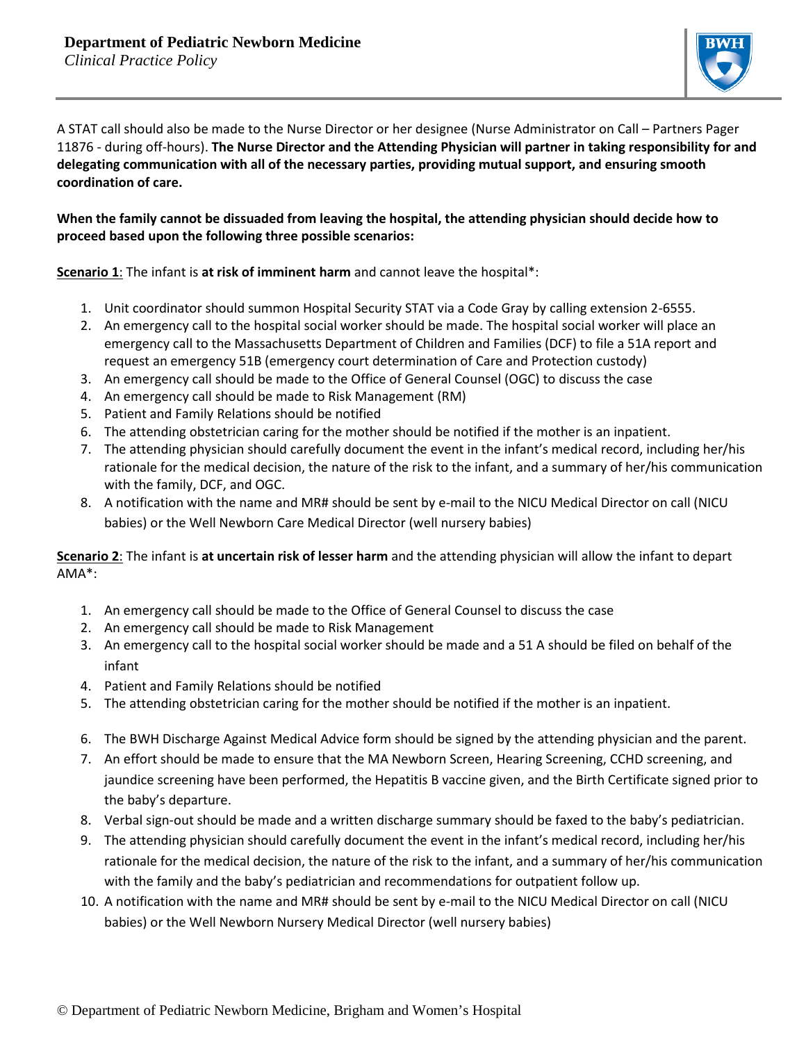A STAT call should also be made to the Nurse Director or her designee (Nurse Administrator on Call – Partners Pager 11876 - during off-hours). **The Nurse Director and the Attending Physician will partner in taking responsibility for and delegating communication with all of the necessary parties, providing mutual support, and ensuring smooth coordination of care.**

**When the family cannot be dissuaded from leaving the hospital, the attending physician should decide how to proceed based upon the following three possible scenarios:**

**Scenario 1**: The infant is **at risk of imminent harm** and cannot leave the hospital*:

1. Unit coordinator should summon Hospital Security STAT via a Code Gray by calling extension 2-6555.
2. An emergency call to the hospital social worker should be made. The hospital social worker will place an emergency call to the Massachusetts Department of Children and Families (DCF) to file a 51A report and request an emergency 51B (emergency court determination of Care and Protection custody)
3. An emergency call should be made to the Office of General Counsel (OGC) to discuss the case
4. An emergency call should be made to Risk Management (RM)
5. Patient and Family Relations should be notified
6. The attending obstetrician caring for the mother should be notified if the mother is an inpatient.
7. The attending physician should carefully document the event in the infant's medical record, including her/his rationale for the medical decision, the nature of the risk to the infant, and a summary of her/his communication with the family, DCF, and OGC.
8. A notification with the name and MR# should be sent by e-mail to the NICU Medical Director on call (NICU babies) or the Well Newborn Care Medical Director (well nursery babies)

**Scenario 2**: The infant is **at uncertain risk of lesser harm** and the attending physician will allow the infant to depart AMA*:

1. An emergency call should be made to the Office of General Counsel to discuss the case
2. An emergency call should be made to Risk Management
3. An emergency call to the hospital social worker should be made and a 51 A should be filed on behalf of the infant
4. Patient and Family Relations should be notified
5. The attending obstetrician caring for the mother should be notified if the mother is an inpatient.
6. The BWH Discharge Against Medical Advice form should be signed by the attending physician and the parent.
7. An effort should be made to ensure that the MA Newborn Screen, Hearing Screening, CCHD screening, and jaundice screening have been performed, the Hepatitis B vaccine given, and the Birth Certificate signed prior to the baby's departure.
8. Verbal sign-out should be made and a written discharge summary should be faxed to the baby's pediatrician.
9. The attending physician should carefully document the event in the infant's medical record, including her/his rationale for the medical decision, the nature of the risk to the infant, and a summary of her/his communication with the family and the baby's pediatrician and recommendations for outpatient follow up.
10. A notification with the name and MR# should be sent by e-mail to the NICU Medical Director on call (NICU babies) or the Well Newborn Nursery Medical Director (well nursery babies)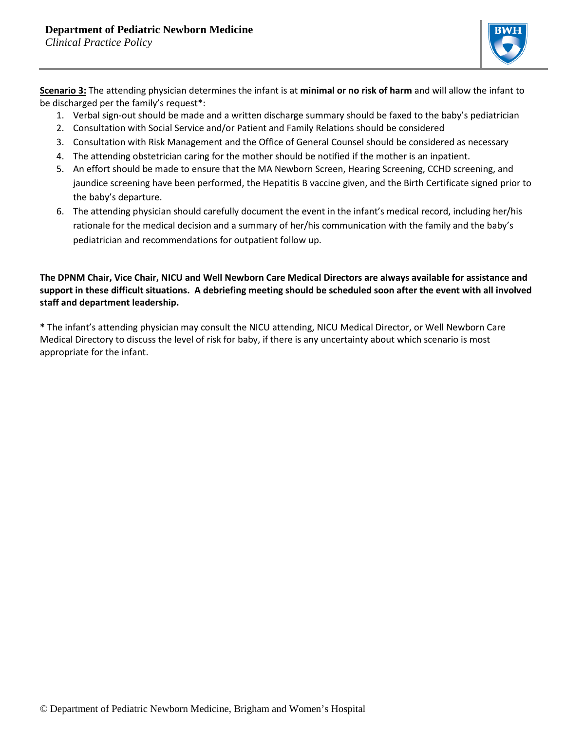**<u>Scenario 3:</u>** The attending physician determines the infant is at **minimal or no risk of harm** and will allow the infant to be discharged per the family's request*:

1. Verbal sign-out should be made and a written discharge summary should be faxed to the baby's pediatrician
2. Consultation with Social Service and/or Patient and Family Relations should be considered
3. Consultation with Risk Management and the Office of General Counsel should be considered as necessary
4. The attending obstetrician caring for the mother should be notified if the mother is an inpatient.
5. An effort should be made to ensure that the MA Newborn Screen, Hearing Screening, CCHD screening, and jaundice screening have been performed, the Hepatitis B vaccine given, and the Birth Certificate signed prior to the baby's departure.
6. The attending physician should carefully document the event in the infant's medical record, including her/his rationale for the medical decision and a summary of her/his communication with the family and the baby's pediatrician and recommendations for outpatient follow up.

**The DPNM Chair, Vice Chair, NICU and Well Newborn Care Medical Directors are always available for assistance and support in these difficult situations. A debriefing meeting should be scheduled soon after the event with all involved staff and department leadership.**

**\*** The infant's attending physician may consult the NICU attending, NICU Medical Director, or Well Newborn Care Medical Directory to discuss the level of risk for baby, if there is any uncertainty about which scenario is most appropriate for the infant.